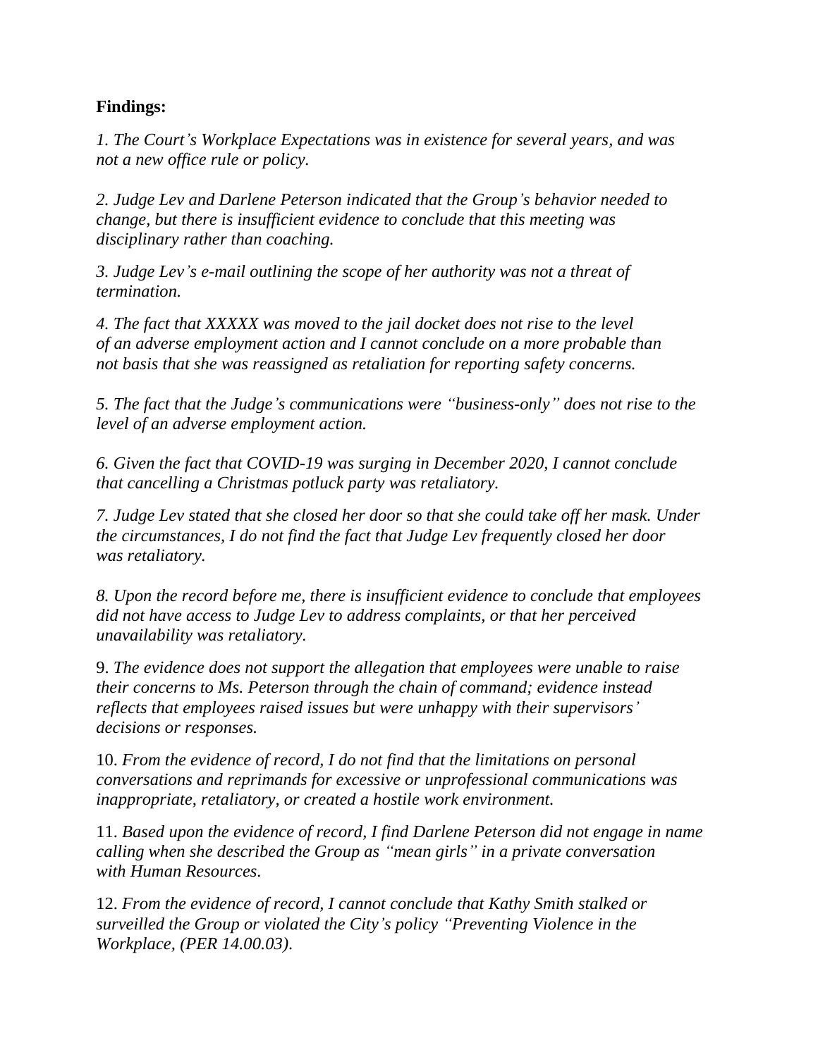**Findings:**

*1. The Court's Workplace Expectations was in existence for several years, and was not a new office rule or policy.*

*2. Judge Lev and Darlene Peterson indicated that the Group's behavior needed to change, but there is insufficient evidence to conclude that this meeting was disciplinary rather than coaching.*

*3. Judge Lev's e-mail outlining the scope of her authority was not a threat of termination.*

*4. The fact that XXXXX was moved to the jail docket does not rise to the level of an adverse employment action and I cannot conclude on a more probable than not basis that she was reassigned as retaliation for reporting safety concerns.*

*5. The fact that the Judge's communications were "business-only" does not rise to the level of an adverse employment action.*

*6. Given the fact that COVID-19 was surging in December 2020, I cannot conclude that cancelling a Christmas potluck party was retaliatory.*

*7. Judge Lev stated that she closed her door so that she could take off her mask. Under the circumstances, I do not find the fact that Judge Lev frequently closed her door was retaliatory.*

*8. Upon the record before me, there is insufficient evidence to conclude that employees did not have access to Judge Lev to address complaints, or that her perceived unavailability was retaliatory.*

9. *The evidence does not support the allegation that employees were unable to raise their concerns to Ms. Peterson through the chain of command; evidence instead reflects that employees raised issues but were unhappy with their supervisors' decisions or responses.*

10. *From the evidence of record, I do not find that the limitations on personal conversations and reprimands for excessive or unprofessional communications was inappropriate, retaliatory, or created a hostile work environment.*

11. *Based upon the evidence of record, I find Darlene Peterson did not engage in name calling when she described the Group as "mean girls" in a private conversation with Human Resources.*

12. *From the evidence of record, I cannot conclude that Kathy Smith stalked or surveilled the Group or violated the City's policy "Preventing Violence in the Workplace, (PER 14.00.03).*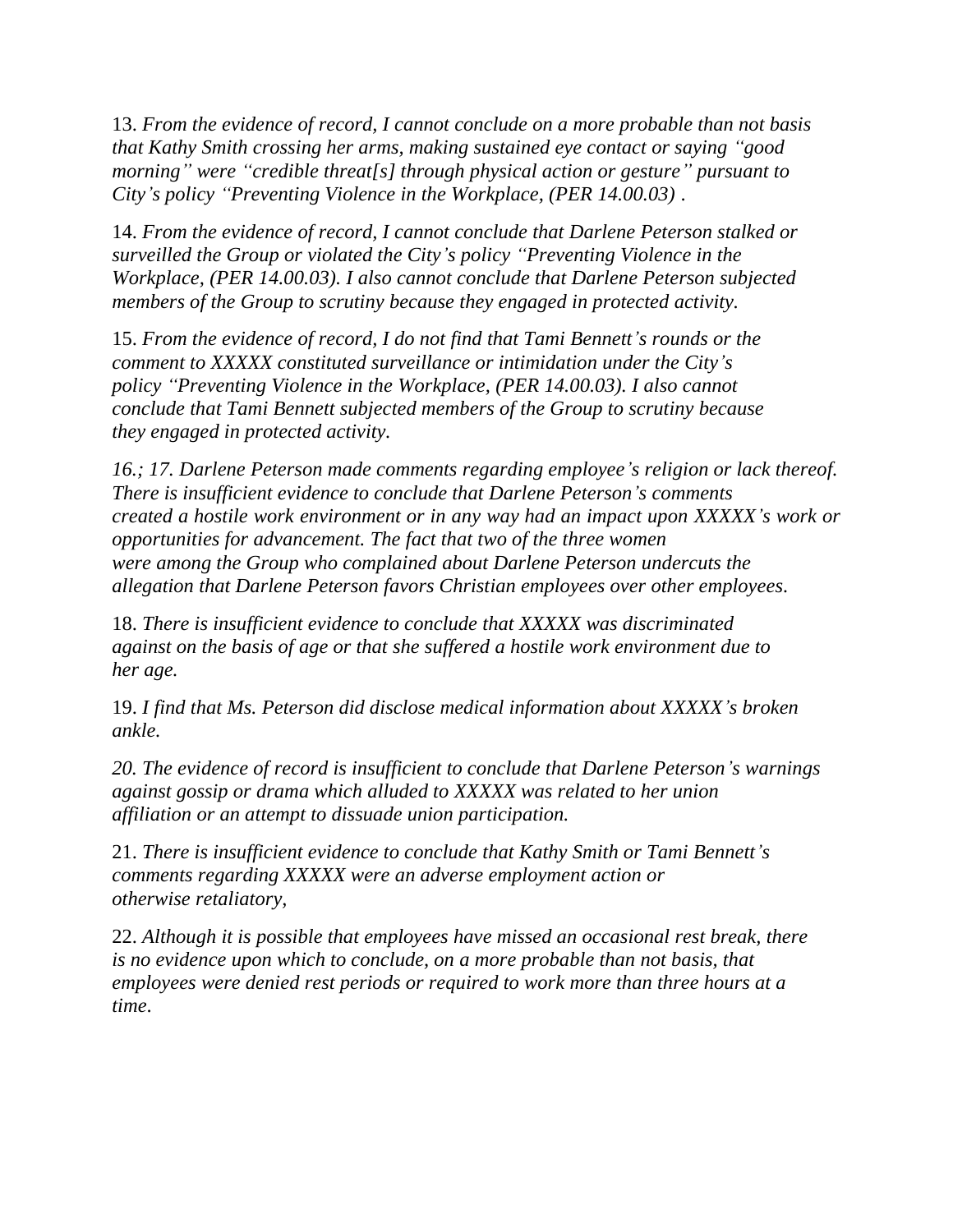13. *From the evidence of record, I cannot conclude on a more probable than not basis that Kathy Smith crossing her arms, making sustained eye contact or saying "good morning" were "credible threat[s] through physical action or gesture" pursuant to City's policy "Preventing Violence in the Workplace, (PER 14.00.03) .*

14. *From the evidence of record, I cannot conclude that Darlene Peterson stalked or surveilled the Group or violated the City's policy "Preventing Violence in the Workplace, (PER 14.00.03). I also cannot conclude that Darlene Peterson subjected members of the Group to scrutiny because they engaged in protected activity.*

15. *From the evidence of record, I do not find that Tami Bennett's rounds or the comment to XXXXX constituted surveillance or intimidation under the City's policy "Preventing Violence in the Workplace, (PER 14.00.03). I also cannot conclude that Tami Bennett subjected members of the Group to scrutiny because they engaged in protected activity.*

*16.; 17. Darlene Peterson made comments regarding employee's religion or lack thereof. There is insufficient evidence to conclude that Darlene Peterson's comments created a hostile work environment or in any way had an impact upon XXXXX's work or opportunities for advancement. The fact that two of the three women were among the Group who complained about Darlene Peterson undercuts the allegation that Darlene Peterson favors Christian employees over other employees.*

18. *There is insufficient evidence to conclude that XXXXX was discriminated against on the basis of age or that she suffered a hostile work environment due to her age.*

19. *I find that Ms. Peterson did disclose medical information about XXXXX's broken ankle.*

*20. The evidence of record is insufficient to conclude that Darlene Peterson's warnings against gossip or drama which alluded to XXXXX was related to her union affiliation or an attempt to dissuade union participation.*

21. *There is insufficient evidence to conclude that Kathy Smith or Tami Bennett's comments regarding XXXXX were an adverse employment action or otherwise retaliatory,*

22. *Although it is possible that employees have missed an occasional rest break, there is no evidence upon which to conclude, on a more probable than not basis, that employees were denied rest periods or required to work more than three hours at a time.*